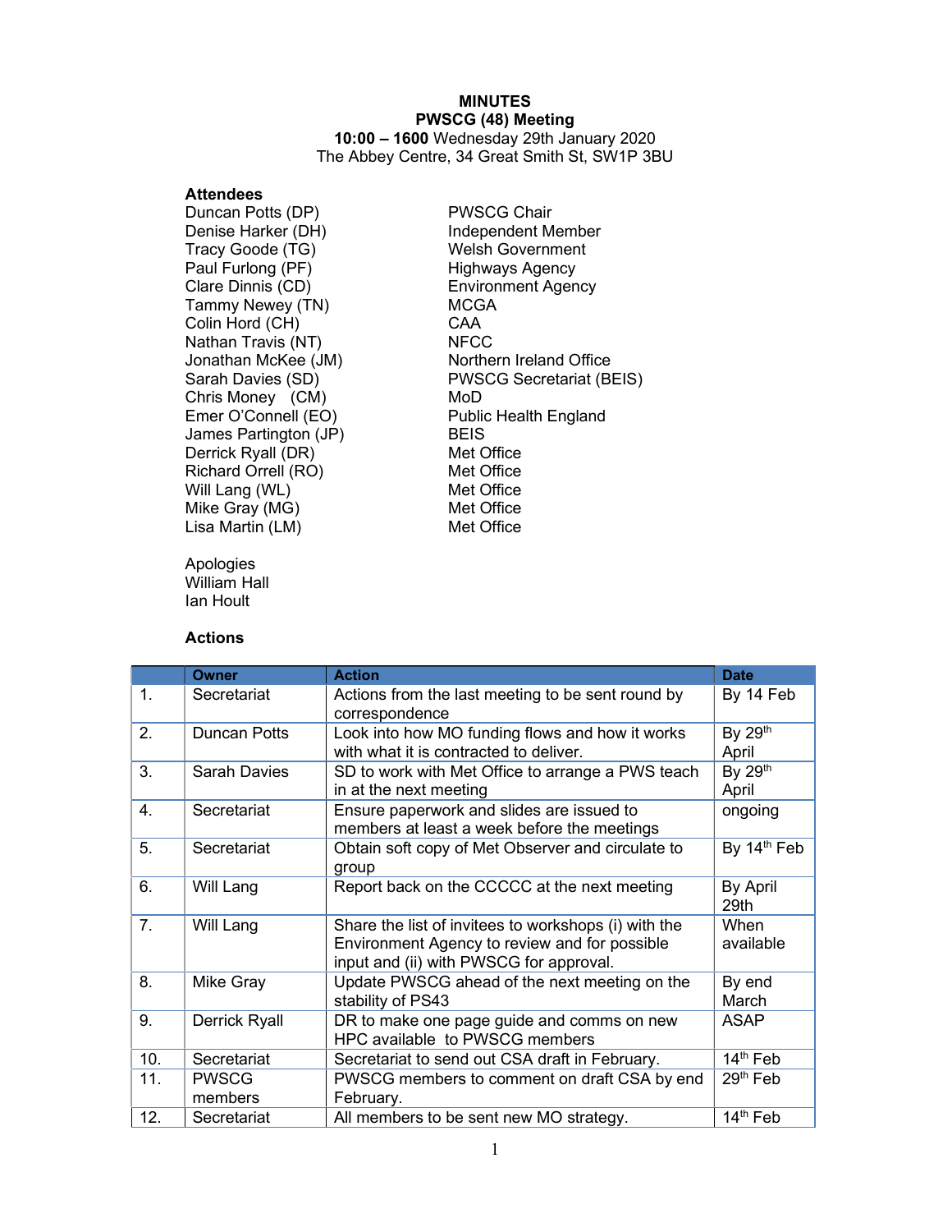# MINUTES
## PWSCG (48) Meeting

**10:00 – 1600** Wednesday 29th January 2020
The Abbey Centre, 34 Great Smith St, SW1P 3BU

**Attendees**

| | |
|---|---|
| Duncan Potts (DP) | PWSCG Chair |
| Denise Harker (DH) | Independent Member |
| Tracy Goode (TG) | Welsh Government |
| Paul Furlong (PF) | Highways Agency |
| Clare Dinnis (CD) | Environment Agency |
| Tammy Newey (TN) | MCGA |
| Colin Hord (CH) | CAA |
| Nathan Travis (NT) | NFCC |
| Jonathan McKee (JM) | Northern Ireland Office |
| Sarah Davies (SD) | PWSCG Secretariat (BEIS) |
| Chris Money (CM) | MoD |
| Emer O'Connell (EO) | Public Health England |
| James Partington (JP) | BEIS |
| Derrick Ryall (DR) | Met Office |
| Richard Orrell (RO) | Met Office |
| Will Lang (WL) | Met Office |
| Mike Gray (MG) | Met Office |
| Lisa Martin (LM) | Met Office |

Apologies
William Hall
Ian Hoult

**Actions**

| | Owner | Action | Date |
|---|---|---|---|
| 1. | Secretariat | Actions from the last meeting to be sent round by correspondence | By 14 Feb |
| 2. | Duncan Potts | Look into how MO funding flows and how it works with what it is contracted to deliver. | By 29th April |
| 3. | Sarah Davies | SD to work with Met Office to arrange a PWS teach in at the next meeting | By 29th April |
| 4. | Secretariat | Ensure paperwork and slides are issued to members at least a week before the meetings | ongoing |
| 5. | Secretariat | Obtain soft copy of Met Observer and circulate to group | By 14th Feb |
| 6. | Will Lang | Report back on the CCCCC at the next meeting | By April 29th |
| 7. | Will Lang | Share the list of invitees to workshops (i) with the Environment Agency to review and for possible input and (ii) with PWSCG for approval. | When available |
| 8. | Mike Gray | Update PWSCG ahead of the next meeting on the stability of PS43 | By end March |
| 9. | Derrick Ryall | DR to make one page guide and comms on new HPC available to PWSCG members | ASAP |
| 10. | Secretariat | Secretariat to send out CSA draft in February. | 14th Feb |
| 11. | PWSCG members | PWSCG members to comment on draft CSA by end February. | 29th Feb |
| 12. | Secretariat | All members to be sent new MO strategy. | 14th Feb |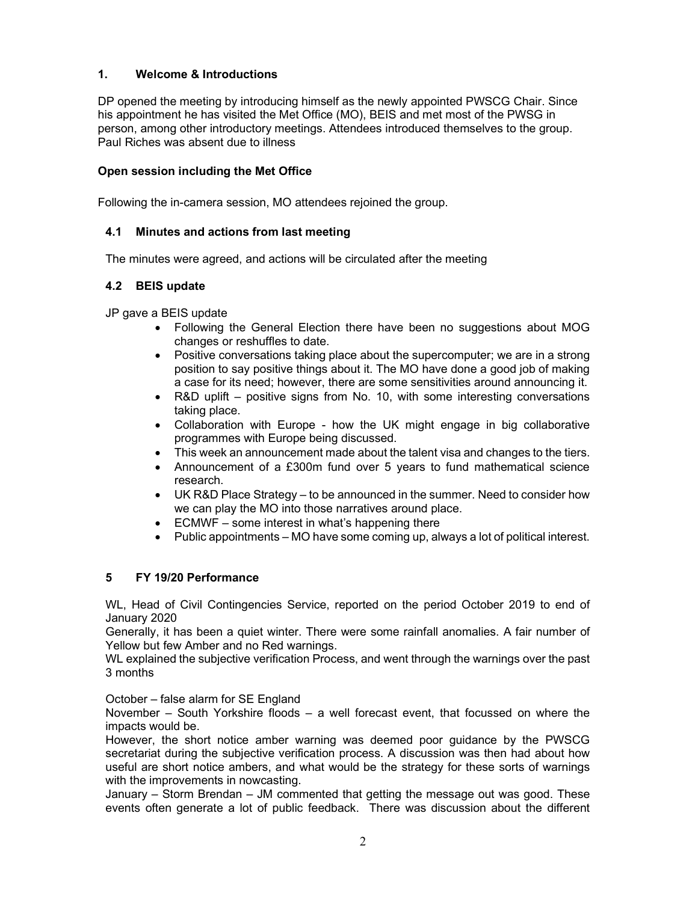## 1. Welcome & Introductions

DP opened the meeting by introducing himself as the newly appointed PWSCG Chair. Since his appointment he has visited the Met Office (MO), BEIS and met most of the PWSG in person, among other introductory meetings. Attendees introduced themselves to the group. Paul Riches was absent due to illness

## Open session including the Met Office

Following the in-camera session, MO attendees rejoined the group.

### 4.1 Minutes and actions from last meeting

The minutes were agreed, and actions will be circulated after the meeting

### 4.2 BEIS update

JP gave a BEIS update

- Following the General Election there have been no suggestions about MOG changes or reshuffles to date.
- Positive conversations taking place about the supercomputer; we are in a strong position to say positive things about it. The MO have done a good job of making a case for its need; however, there are some sensitivities around announcing it.
- R&D uplift – positive signs from No. 10, with some interesting conversations taking place.
- Collaboration with Europe - how the UK might engage in big collaborative programmes with Europe being discussed.
- This week an announcement made about the talent visa and changes to the tiers.
- Announcement of a £300m fund over 5 years to fund mathematical science research.
- UK R&D Place Strategy – to be announced in the summer. Need to consider how we can play the MO into those narratives around place.
- ECMWF – some interest in what's happening there
- Public appointments – MO have some coming up, always a lot of political interest.

## 5 FY 19/20 Performance

WL, Head of Civil Contingencies Service, reported on the period October 2019 to end of January 2020

Generally, it has been a quiet winter. There were some rainfall anomalies. A fair number of Yellow but few Amber and no Red warnings.

WL explained the subjective verification Process, and went through the warnings over the past 3 months

October – false alarm for SE England

November – South Yorkshire floods – a well forecast event, that focussed on where the impacts would be.

However, the short notice amber warning was deemed poor guidance by the PWSCG secretariat during the subjective verification process. A discussion was then had about how useful are short notice ambers, and what would be the strategy for these sorts of warnings with the improvements in nowcasting.

January – Storm Brendan – JM commented that getting the message out was good. These events often generate a lot of public feedback. There was discussion about the different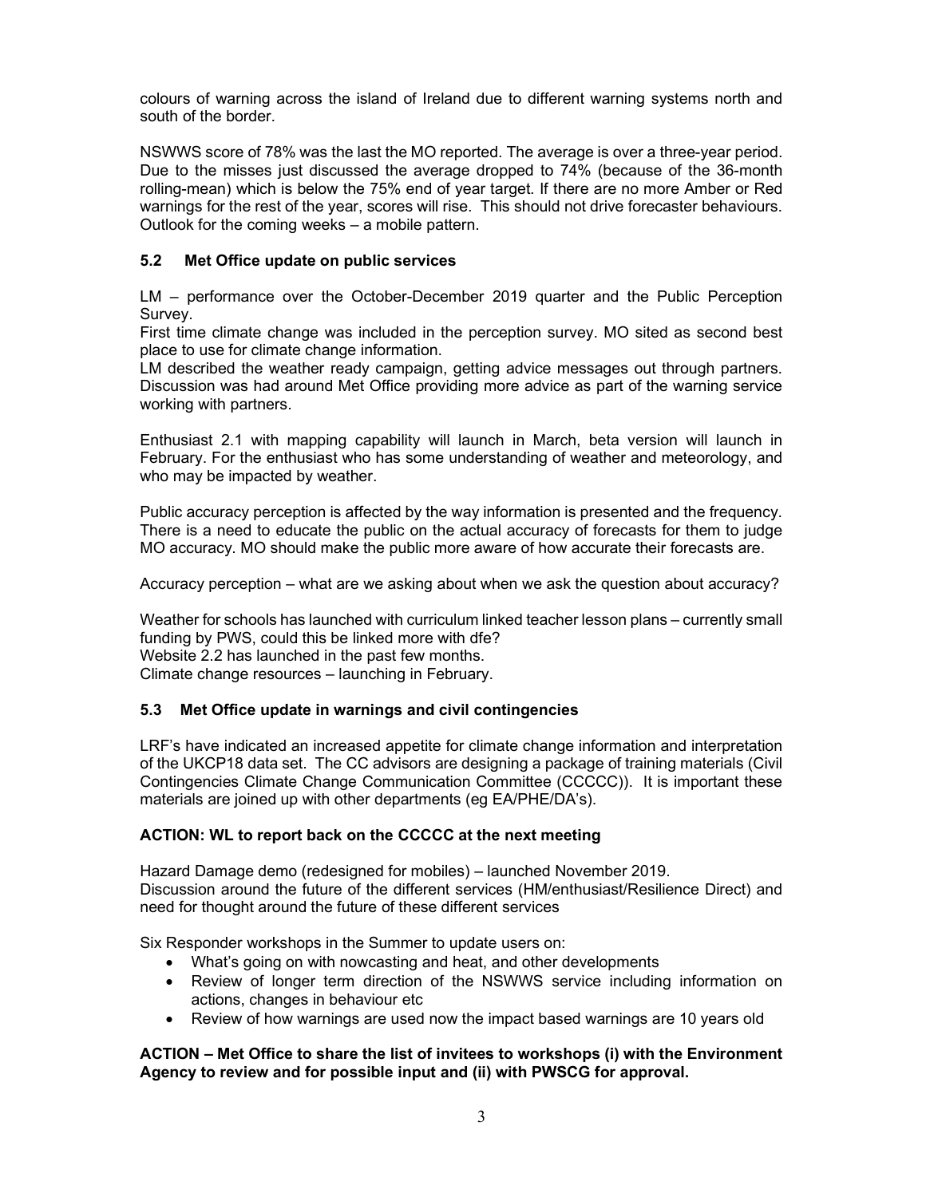colours of warning across the island of Ireland due to different warning systems north and south of the border.

NSWWS score of 78% was the last the MO reported. The average is over a three-year period. Due to the misses just discussed the average dropped to 74% (because of the 36-month rolling-mean) which is below the 75% end of year target. If there are no more Amber or Red warnings for the rest of the year, scores will rise. This should not drive forecaster behaviours. Outlook for the coming weeks – a mobile pattern.

### 5.2 Met Office update on public services

LM – performance over the October-December 2019 quarter and the Public Perception Survey.
First time climate change was included in the perception survey. MO sited as second best place to use for climate change information.
LM described the weather ready campaign, getting advice messages out through partners. Discussion was had around Met Office providing more advice as part of the warning service working with partners.

Enthusiast 2.1 with mapping capability will launch in March, beta version will launch in February. For the enthusiast who has some understanding of weather and meteorology, and who may be impacted by weather.

Public accuracy perception is affected by the way information is presented and the frequency. There is a need to educate the public on the actual accuracy of forecasts for them to judge MO accuracy. MO should make the public more aware of how accurate their forecasts are.

Accuracy perception – what are we asking about when we ask the question about accuracy?

Weather for schools has launched with curriculum linked teacher lesson plans – currently small funding by PWS, could this be linked more with dfe?
Website 2.2 has launched in the past few months.
Climate change resources – launching in February.

### 5.3 Met Office update in warnings and civil contingencies

LRF's have indicated an increased appetite for climate change information and interpretation of the UKCP18 data set. The CC advisors are designing a package of training materials (Civil Contingencies Climate Change Communication Committee (CCCCC)). It is important these materials are joined up with other departments (eg EA/PHE/DA's).

**ACTION: WL to report back on the CCCCC at the next meeting**

Hazard Damage demo (redesigned for mobiles) – launched November 2019.
Discussion around the future of the different services (HM/enthusiast/Resilience Direct) and need for thought around the future of these different services

Six Responder workshops in the Summer to update users on:

- What's going on with nowcasting and heat, and other developments
- Review of longer term direction of the NSWWS service including information on actions, changes in behaviour etc
- Review of how warnings are used now the impact based warnings are 10 years old

**ACTION – Met Office to share the list of invitees to workshops (i) with the Environment Agency to review and for possible input and (ii) with PWSCG for approval.**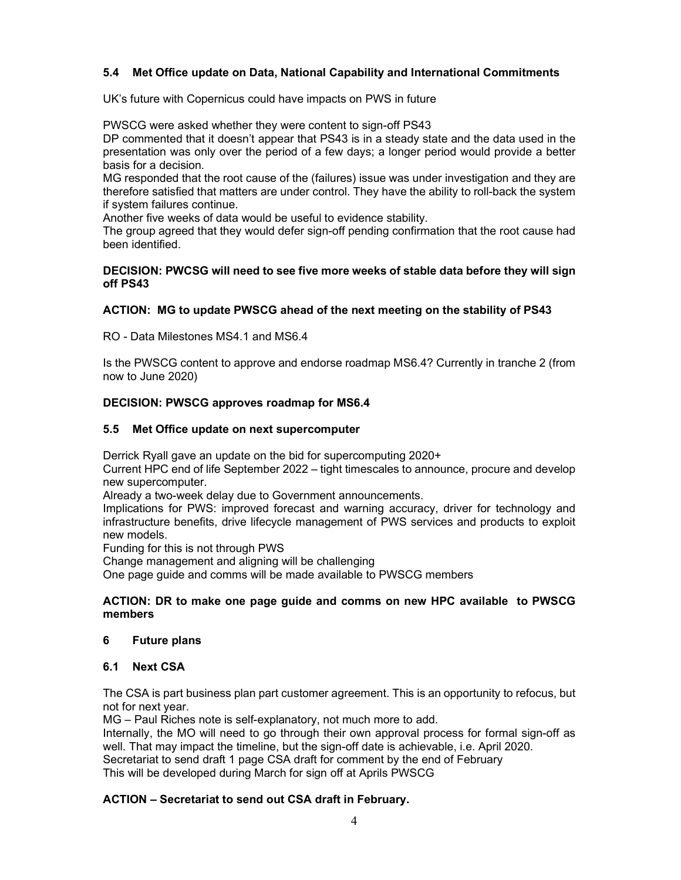### 5.4 Met Office update on Data, National Capability and International Commitments

UK's future with Copernicus could have impacts on PWS in future

PWSCG were asked whether they were content to sign-off PS43

DP commented that it doesn't appear that PS43 is in a steady state and the data used in the presentation was only over the period of a few days; a longer period would provide a better basis for a decision.

MG responded that the root cause of the (failures) issue was under investigation and they are therefore satisfied that matters are under control. They have the ability to roll-back the system if system failures continue.

Another five weeks of data would be useful to evidence stability.

The group agreed that they would defer sign-off pending confirmation that the root cause had been identified.

**DECISION: PWCSG will need to see five more weeks of stable data before they will sign off PS43**

**ACTION: MG to update PWSCG ahead of the next meeting on the stability of PS43**

RO - Data Milestones MS4.1 and MS6.4

Is the PWSCG content to approve and endorse roadmap MS6.4? Currently in tranche 2 (from now to June 2020)

**DECISION: PWSCG approves roadmap for MS6.4**

### 5.5 Met Office update on next supercomputer

Derrick Ryall gave an update on the bid for supercomputing 2020+

Current HPC end of life September 2022 – tight timescales to announce, procure and develop new supercomputer.

Already a two-week delay due to Government announcements.

Implications for PWS: improved forecast and warning accuracy, driver for technology and infrastructure benefits, drive lifecycle management of PWS services and products to exploit new models.

Funding for this is not through PWS

Change management and aligning will be challenging

One page guide and comms will be made available to PWSCG members

**ACTION: DR to make one page guide and comms on new HPC available to PWSCG members**

## 6 Future plans

### 6.1 Next CSA

The CSA is part business plan part customer agreement. This is an opportunity to refocus, but not for next year.

MG – Paul Riches note is self-explanatory, not much more to add.

Internally, the MO will need to go through their own approval process for formal sign-off as well. That may impact the timeline, but the sign-off date is achievable, i.e. April 2020.

Secretariat to send draft 1 page CSA draft for comment by the end of February

This will be developed during March for sign off at Aprils PWSCG

**ACTION – Secretariat to send out CSA draft in February.**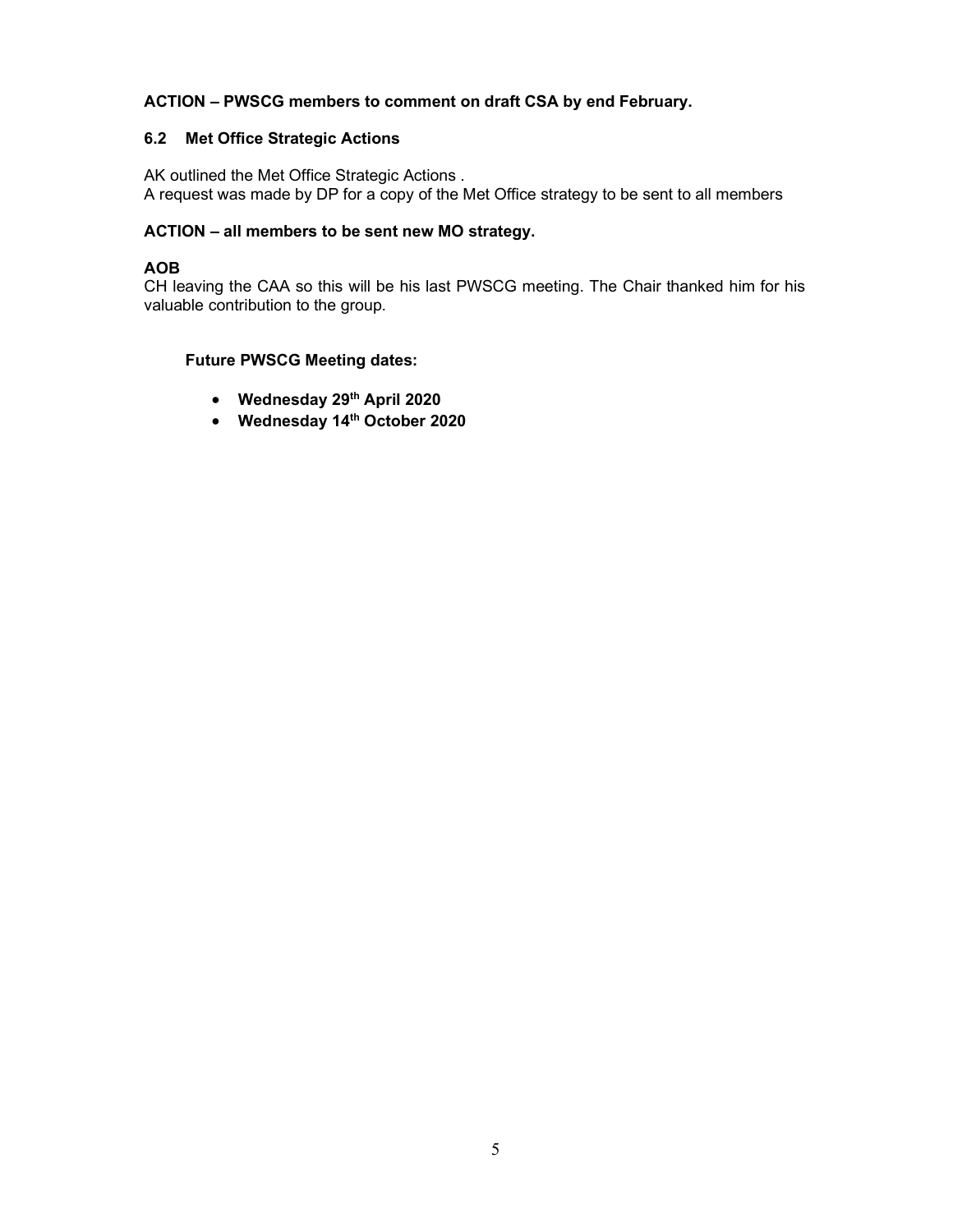**ACTION – PWSCG members to comment on draft CSA by end February.**

### 6.2 Met Office Strategic Actions

AK outlined the Met Office Strategic Actions .
A request was made by DP for a copy of the Met Office strategy to be sent to all members

**ACTION – all members to be sent new MO strategy.**

**AOB**

CH leaving the CAA so this will be his last PWSCG meeting. The Chair thanked him for his valuable contribution to the group.

**Future PWSCG Meeting dates:**

- **Wednesday 29th April 2020**
- **Wednesday 14th October 2020**